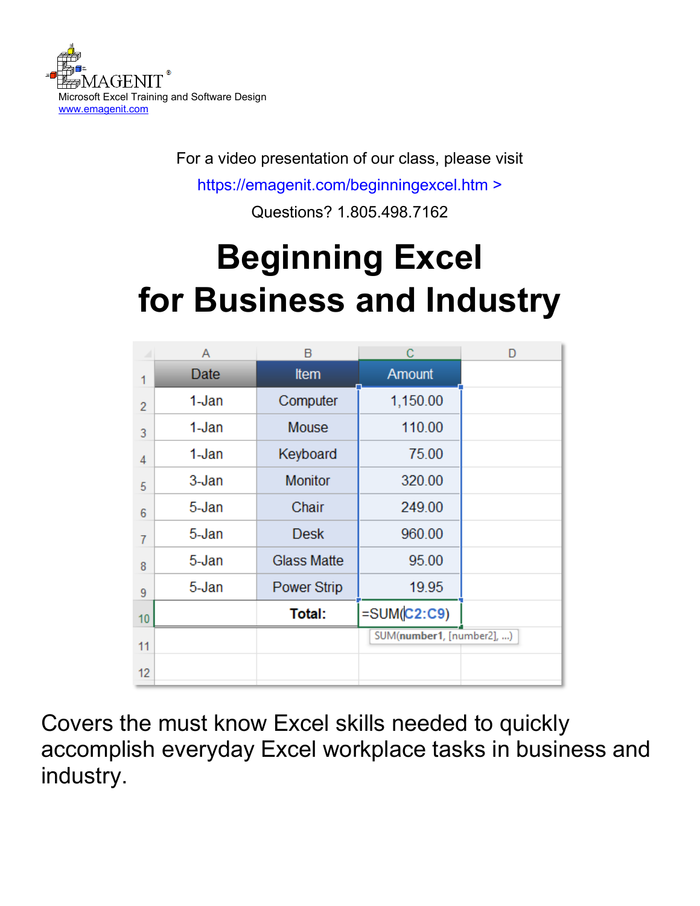EMAGENIT®
Microsoft Excel Training and Software Design
www.emagenit.com

For a video presentation of our class, please visit

https://emagenit.com/beginningexcel.htm >

Questions? 1.805.498.7162

# Beginning Excel for Business and Industry

| | A | B | C | D |
|---|---|---|---|---|
| 1 | Date | Item | Amount | |
| 2 | 1-Jan | Computer | 1,150.00 | |
| 3 | 1-Jan | Mouse | 110.00 | |
| 4 | 1-Jan | Keyboard | 75.00 | |
| 5 | 3-Jan | Monitor | 320.00 | |
| 6 | 5-Jan | Chair | 249.00 | |
| 7 | 5-Jan | Desk | 960.00 | |
| 8 | 5-Jan | Glass Matte | 95.00 | |
| 9 | 5-Jan | Power Strip | 19.95 | |
| 10 | | **Total:** | =SUM(C2:C9) | |
| 11 | | | SUM(**number1**, [number2], ...) | |
| 12 | | | | |

Covers the must know Excel skills needed to quickly accomplish everyday Excel workplace tasks in business and industry.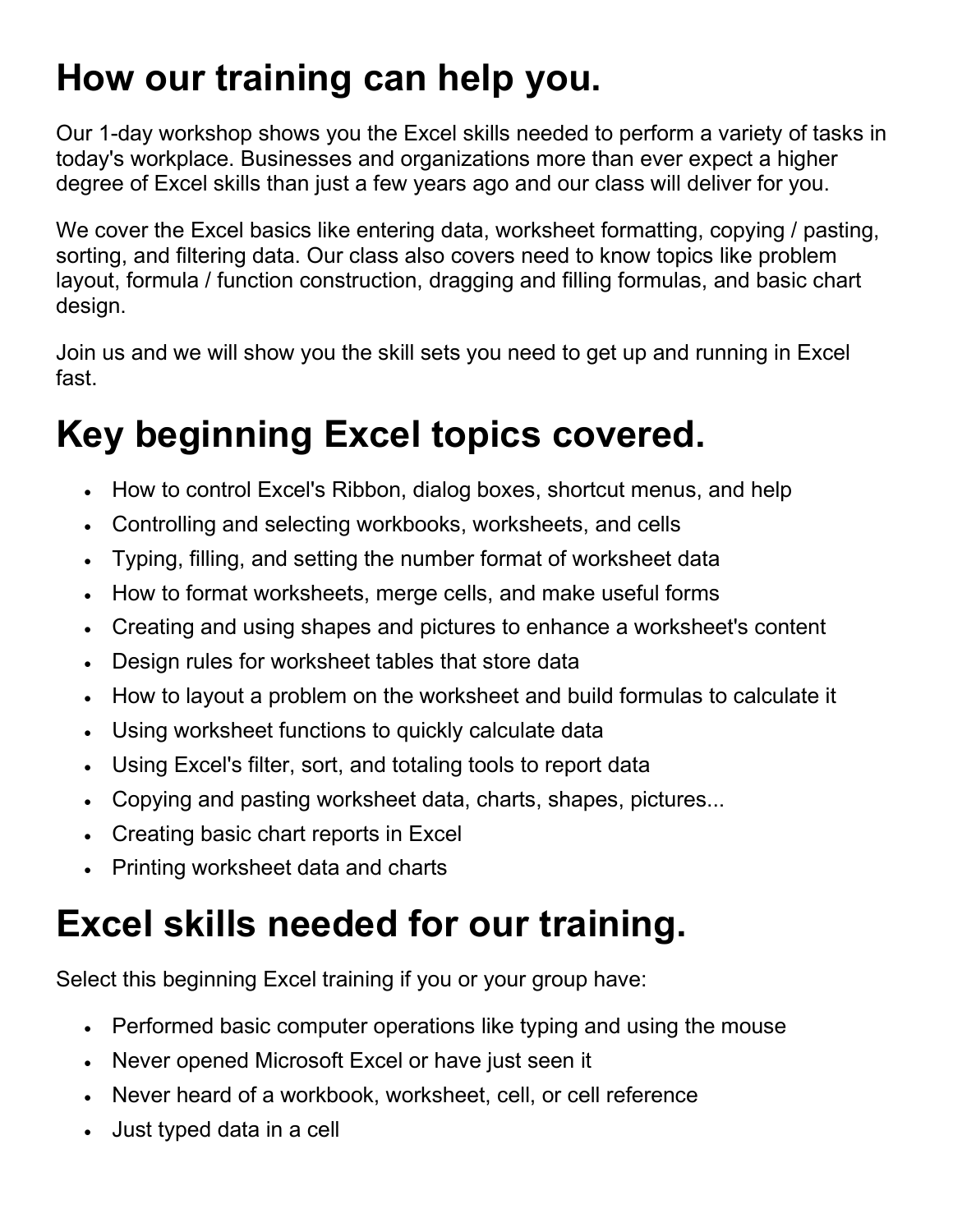# How our training can help you.

Our 1-day workshop shows you the Excel skills needed to perform a variety of tasks in today's workplace. Businesses and organizations more than ever expect a higher degree of Excel skills than just a few years ago and our class will deliver for you.

We cover the Excel basics like entering data, worksheet formatting, copying / pasting, sorting, and filtering data. Our class also covers need to know topics like problem layout, formula / function construction, dragging and filling formulas, and basic chart design.

Join us and we will show you the skill sets you need to get up and running in Excel fast.

# Key beginning Excel topics covered.

- How to control Excel's Ribbon, dialog boxes, shortcut menus, and help
- Controlling and selecting workbooks, worksheets, and cells
- Typing, filling, and setting the number format of worksheet data
- How to format worksheets, merge cells, and make useful forms
- Creating and using shapes and pictures to enhance a worksheet's content
- Design rules for worksheet tables that store data
- How to layout a problem on the worksheet and build formulas to calculate it
- Using worksheet functions to quickly calculate data
- Using Excel's filter, sort, and totaling tools to report data
- Copying and pasting worksheet data, charts, shapes, pictures...
- Creating basic chart reports in Excel
- Printing worksheet data and charts

# Excel skills needed for our training.

Select this beginning Excel training if you or your group have:

- Performed basic computer operations like typing and using the mouse
- Never opened Microsoft Excel or have just seen it
- Never heard of a workbook, worksheet, cell, or cell reference
- Just typed data in a cell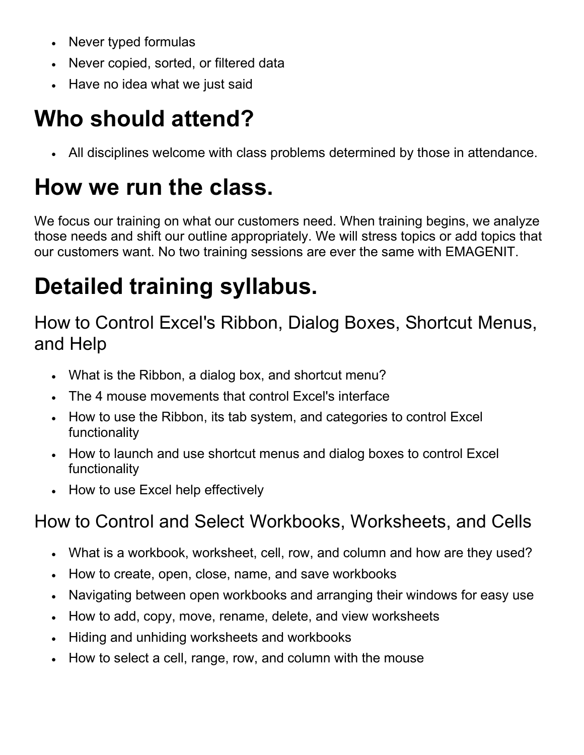- Never typed formulas
- Never copied, sorted, or filtered data
- Have no idea what we just said

# Who should attend?

- All disciplines welcome with class problems determined by those in attendance.

# How we run the class.

We focus our training on what our customers need. When training begins, we analyze those needs and shift our outline appropriately. We will stress topics or add topics that our customers want. No two training sessions are ever the same with EMAGENIT.

# Detailed training syllabus.

## How to Control Excel's Ribbon, Dialog Boxes, Shortcut Menus, and Help

- What is the Ribbon, a dialog box, and shortcut menu?
- The 4 mouse movements that control Excel's interface
- How to use the Ribbon, its tab system, and categories to control Excel functionality
- How to launch and use shortcut menus and dialog boxes to control Excel functionality
- How to use Excel help effectively

## How to Control and Select Workbooks, Worksheets, and Cells

- What is a workbook, worksheet, cell, row, and column and how are they used?
- How to create, open, close, name, and save workbooks
- Navigating between open workbooks and arranging their windows for easy use
- How to add, copy, move, rename, delete, and view worksheets
- Hiding and unhiding worksheets and workbooks
- How to select a cell, range, row, and column with the mouse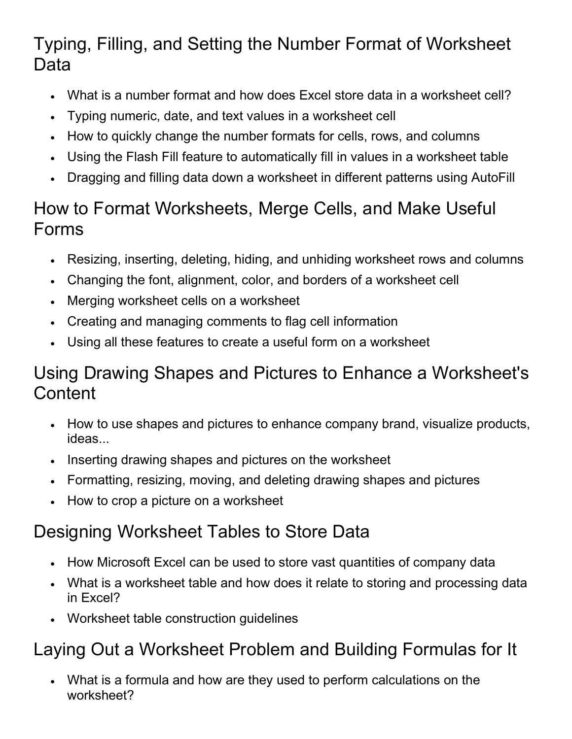## Typing, Filling, and Setting the Number Format of Worksheet Data

- What is a number format and how does Excel store data in a worksheet cell?
- Typing numeric, date, and text values in a worksheet cell
- How to quickly change the number formats for cells, rows, and columns
- Using the Flash Fill feature to automatically fill in values in a worksheet table
- Dragging and filling data down a worksheet in different patterns using AutoFill

## How to Format Worksheets, Merge Cells, and Make Useful Forms

- Resizing, inserting, deleting, hiding, and unhiding worksheet rows and columns
- Changing the font, alignment, color, and borders of a worksheet cell
- Merging worksheet cells on a worksheet
- Creating and managing comments to flag cell information
- Using all these features to create a useful form on a worksheet

## Using Drawing Shapes and Pictures to Enhance a Worksheet's Content

- How to use shapes and pictures to enhance company brand, visualize products, ideas...
- Inserting drawing shapes and pictures on the worksheet
- Formatting, resizing, moving, and deleting drawing shapes and pictures
- How to crop a picture on a worksheet

## Designing Worksheet Tables to Store Data

- How Microsoft Excel can be used to store vast quantities of company data
- What is a worksheet table and how does it relate to storing and processing data in Excel?
- Worksheet table construction guidelines

## Laying Out a Worksheet Problem and Building Formulas for It

- What is a formula and how are they used to perform calculations on the worksheet?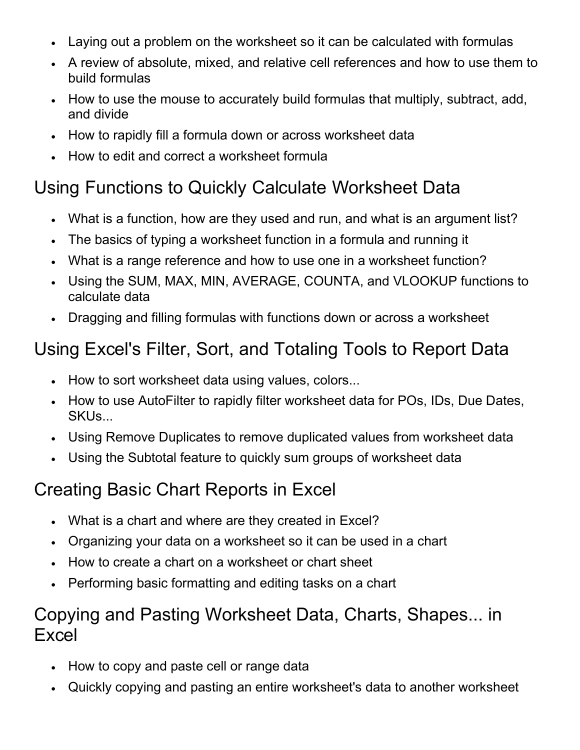- Laying out a problem on the worksheet so it can be calculated with formulas
- A review of absolute, mixed, and relative cell references and how to use them to build formulas
- How to use the mouse to accurately build formulas that multiply, subtract, add, and divide
- How to rapidly fill a formula down or across worksheet data
- How to edit and correct a worksheet formula

## Using Functions to Quickly Calculate Worksheet Data

- What is a function, how are they used and run, and what is an argument list?
- The basics of typing a worksheet function in a formula and running it
- What is a range reference and how to use one in a worksheet function?
- Using the SUM, MAX, MIN, AVERAGE, COUNTA, and VLOOKUP functions to calculate data
- Dragging and filling formulas with functions down or across a worksheet

## Using Excel's Filter, Sort, and Totaling Tools to Report Data

- How to sort worksheet data using values, colors...
- How to use AutoFilter to rapidly filter worksheet data for POs, IDs, Due Dates, SKUs...
- Using Remove Duplicates to remove duplicated values from worksheet data
- Using the Subtotal feature to quickly sum groups of worksheet data

## Creating Basic Chart Reports in Excel

- What is a chart and where are they created in Excel?
- Organizing your data on a worksheet so it can be used in a chart
- How to create a chart on a worksheet or chart sheet
- Performing basic formatting and editing tasks on a chart

## Copying and Pasting Worksheet Data, Charts, Shapes... in Excel

- How to copy and paste cell or range data
- Quickly copying and pasting an entire worksheet's data to another worksheet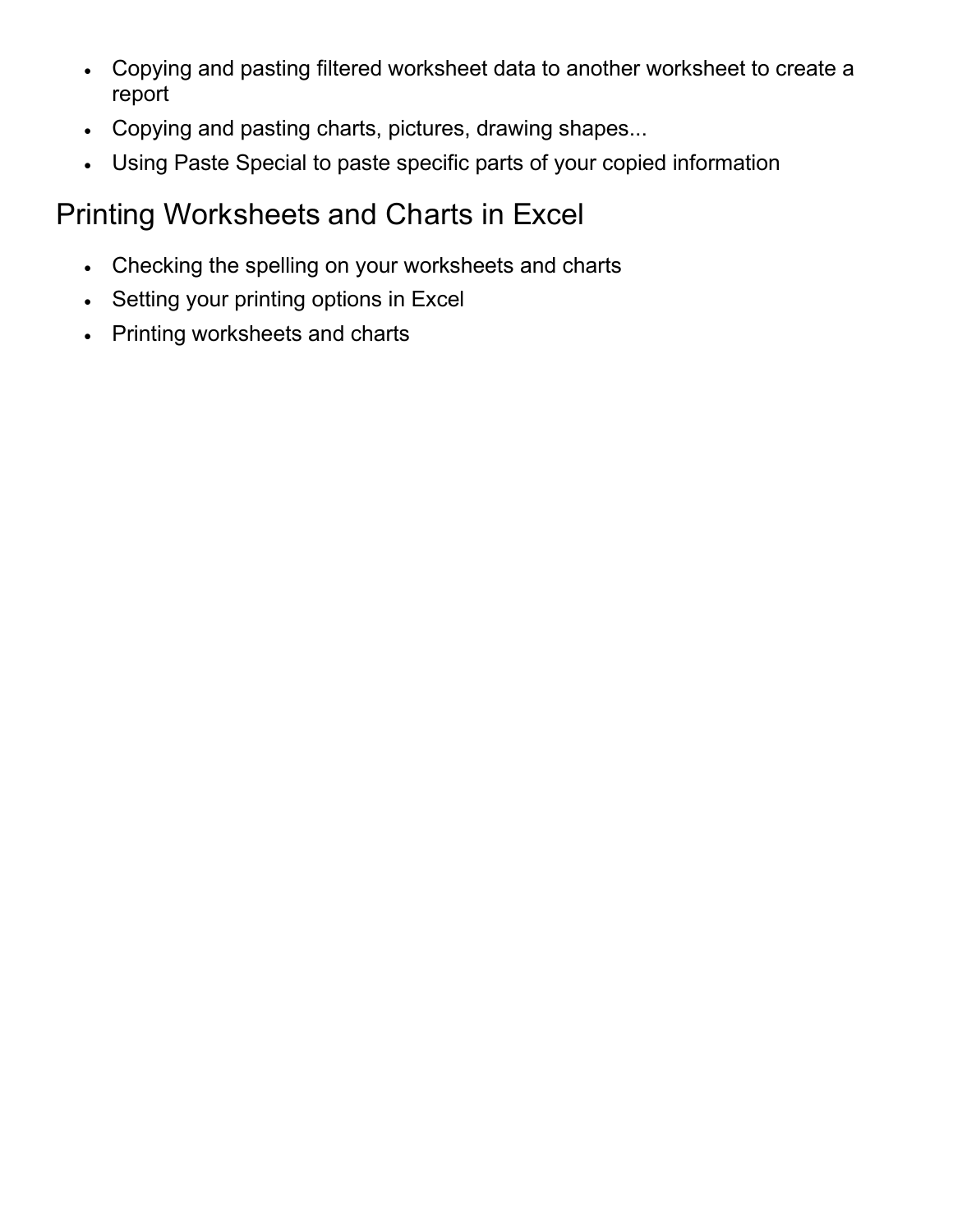- Copying and pasting filtered worksheet data to another worksheet to create a report
- Copying and pasting charts, pictures, drawing shapes...
- Using Paste Special to paste specific parts of your copied information

## Printing Worksheets and Charts in Excel

- Checking the spelling on your worksheets and charts
- Setting your printing options in Excel
- Printing worksheets and charts